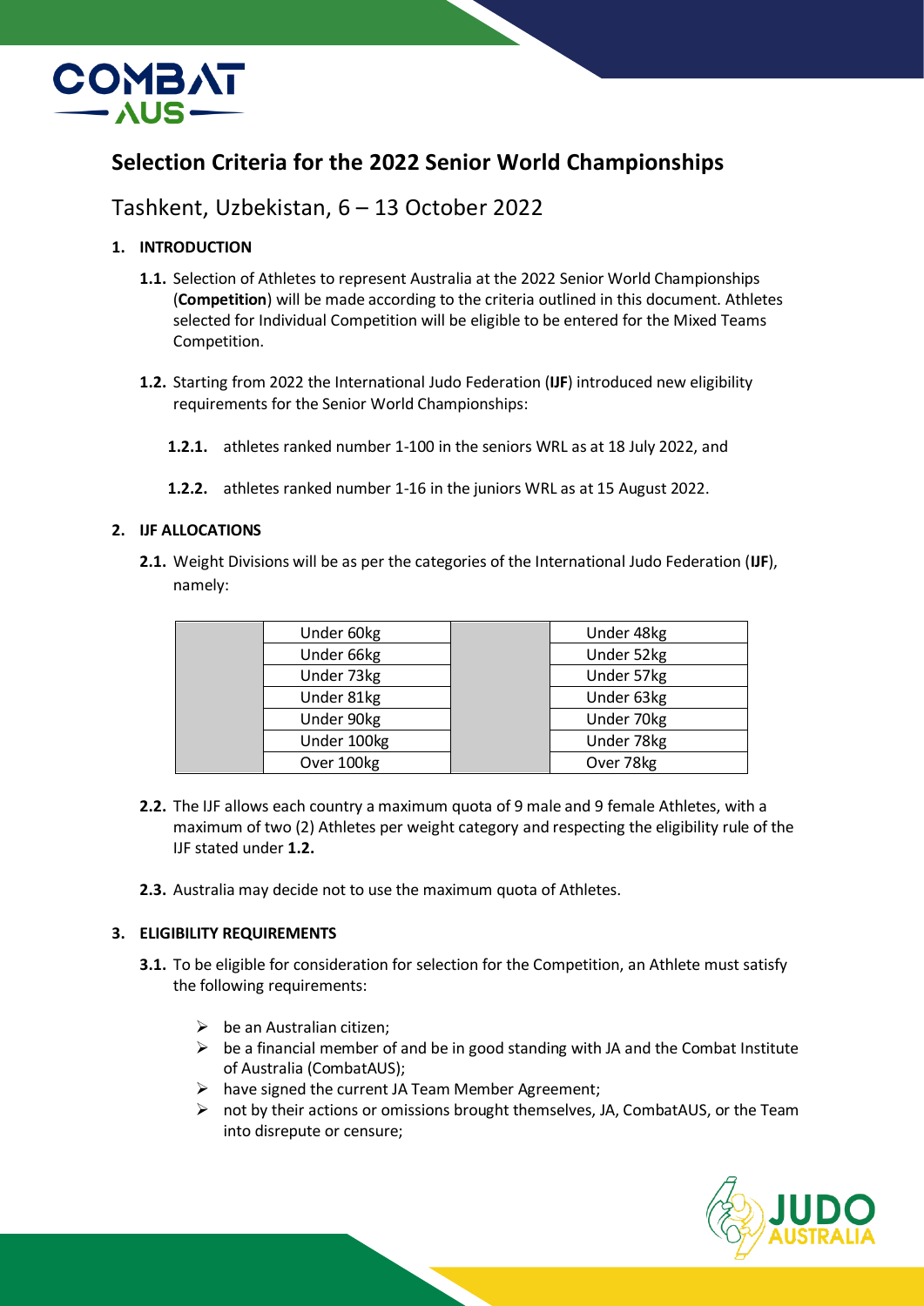# Selection Criteria for the 2022 Senior World Championships

## Tashkent, Uzbekistan, 6 – 13 October 2022

**1. INTRODUCTION**

**1.1.** Selection of Athletes to represent Australia at the 2022 Senior World Championships (**Competition**) will be made according to the criteria outlined in this document. Athletes selected for Individual Competition will be eligible to be entered for the Mixed Teams Competition.

**1.2.** Starting from 2022 the International Judo Federation (**IJF**) introduced new eligibility requirements for the Senior World Championships:

**1.2.1.** athletes ranked number 1-100 in the seniors WRL as at 18 July 2022, and

**1.2.2.** athletes ranked number 1-16 in the juniors WRL as at 15 August 2022.

**2. IJF ALLOCATIONS**

**2.1.** Weight Divisions will be as per the categories of the International Judo Federation (**IJF**), namely:

| | | | |
|---|---|---|---|
| | Under 60kg | | Under 48kg |
| | Under 66kg | | Under 52kg |
| | Under 73kg | | Under 57kg |
| | Under 81kg | | Under 63kg |
| | Under 90kg | | Under 70kg |
| | Under 100kg | | Under 78kg |
| | Over 100kg | | Over 78kg |

**2.2.** The IJF allows each country a maximum quota of 9 male and 9 female Athletes, with a maximum of two (2) Athletes per weight category and respecting the eligibility rule of the IJF stated under **1.2.**

**2.3.** Australia may decide not to use the maximum quota of Athletes.

**3. ELIGIBILITY REQUIREMENTS**

**3.1.** To be eligible for consideration for selection for the Competition, an Athlete must satisfy the following requirements:

- be an Australian citizen;
- be a financial member of and be in good standing with JA and the Combat Institute of Australia (CombatAUS);
- have signed the current JA Team Member Agreement;
- not by their actions or omissions brought themselves, JA, CombatAUS, or the Team into disrepute or censure;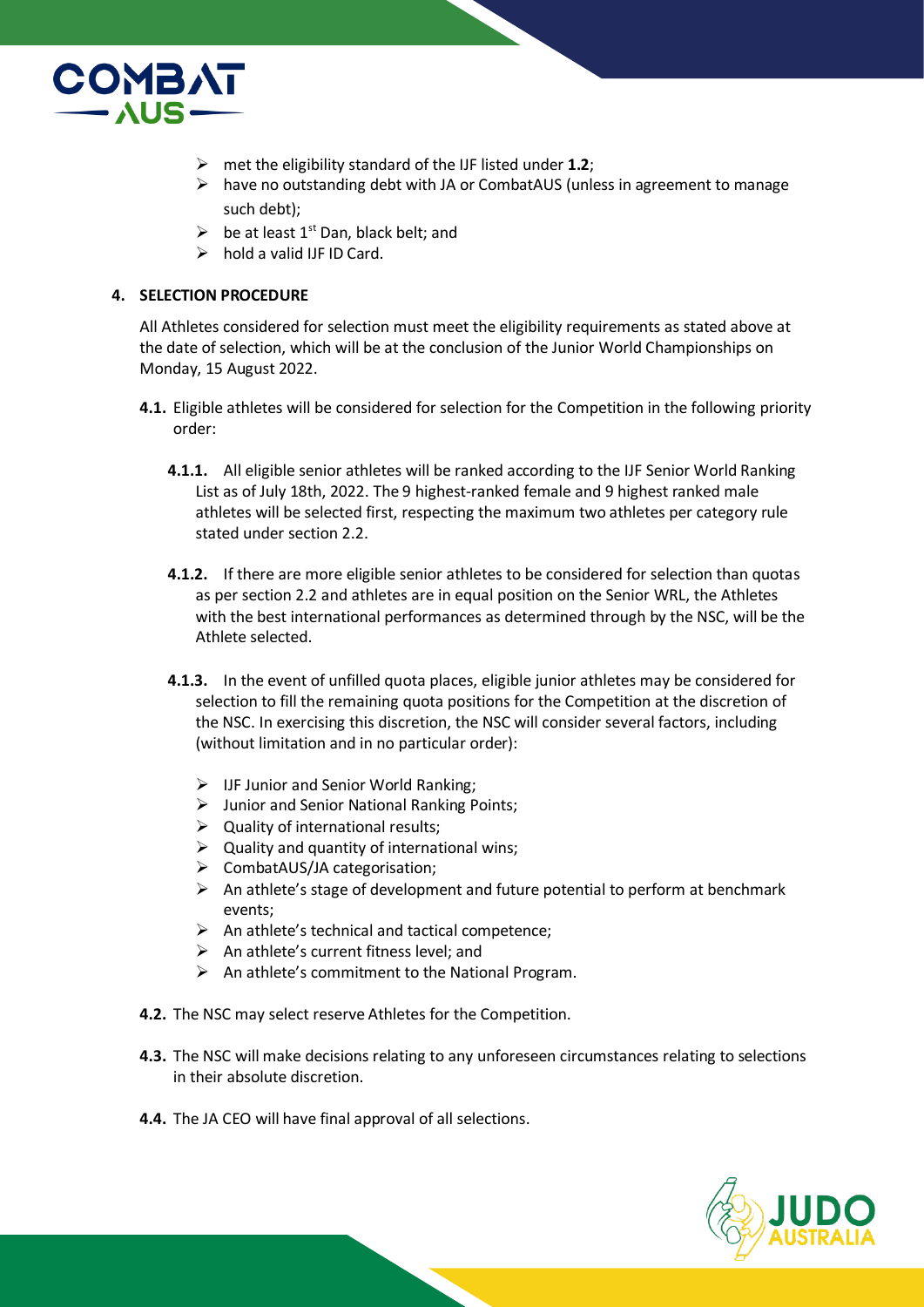- met the eligibility standard of the IJF listed under **1.2**;
- have no outstanding debt with JA or CombatAUS (unless in agreement to manage such debt);
- be at least 1st Dan, black belt; and
- hold a valid IJF ID Card.

## 4. SELECTION PROCEDURE

All Athletes considered for selection must meet the eligibility requirements as stated above at the date of selection, which will be at the conclusion of the Junior World Championships on Monday, 15 August 2022.

**4.1.** Eligible athletes will be considered for selection for the Competition in the following priority order:

**4.1.1.** All eligible senior athletes will be ranked according to the IJF Senior World Ranking List as of July 18th, 2022. The 9 highest-ranked female and 9 highest ranked male athletes will be selected first, respecting the maximum two athletes per category rule stated under section 2.2.

**4.1.2.** If there are more eligible senior athletes to be considered for selection than quotas as per section 2.2 and athletes are in equal position on the Senior WRL, the Athletes with the best international performances as determined through by the NSC, will be the Athlete selected.

**4.1.3.** In the event of unfilled quota places, eligible junior athletes may be considered for selection to fill the remaining quota positions for the Competition at the discretion of the NSC. In exercising this discretion, the NSC will consider several factors, including (without limitation and in no particular order):

- IJF Junior and Senior World Ranking;
- Junior and Senior National Ranking Points;
- Quality of international results;
- Quality and quantity of international wins;
- CombatAUS/JA categorisation;
- An athlete's stage of development and future potential to perform at benchmark events;
- An athlete's technical and tactical competence;
- An athlete's current fitness level; and
- An athlete's commitment to the National Program.

**4.2.** The NSC may select reserve Athletes for the Competition.

**4.3.** The NSC will make decisions relating to any unforeseen circumstances relating to selections in their absolute discretion.

**4.4.** The JA CEO will have final approval of all selections.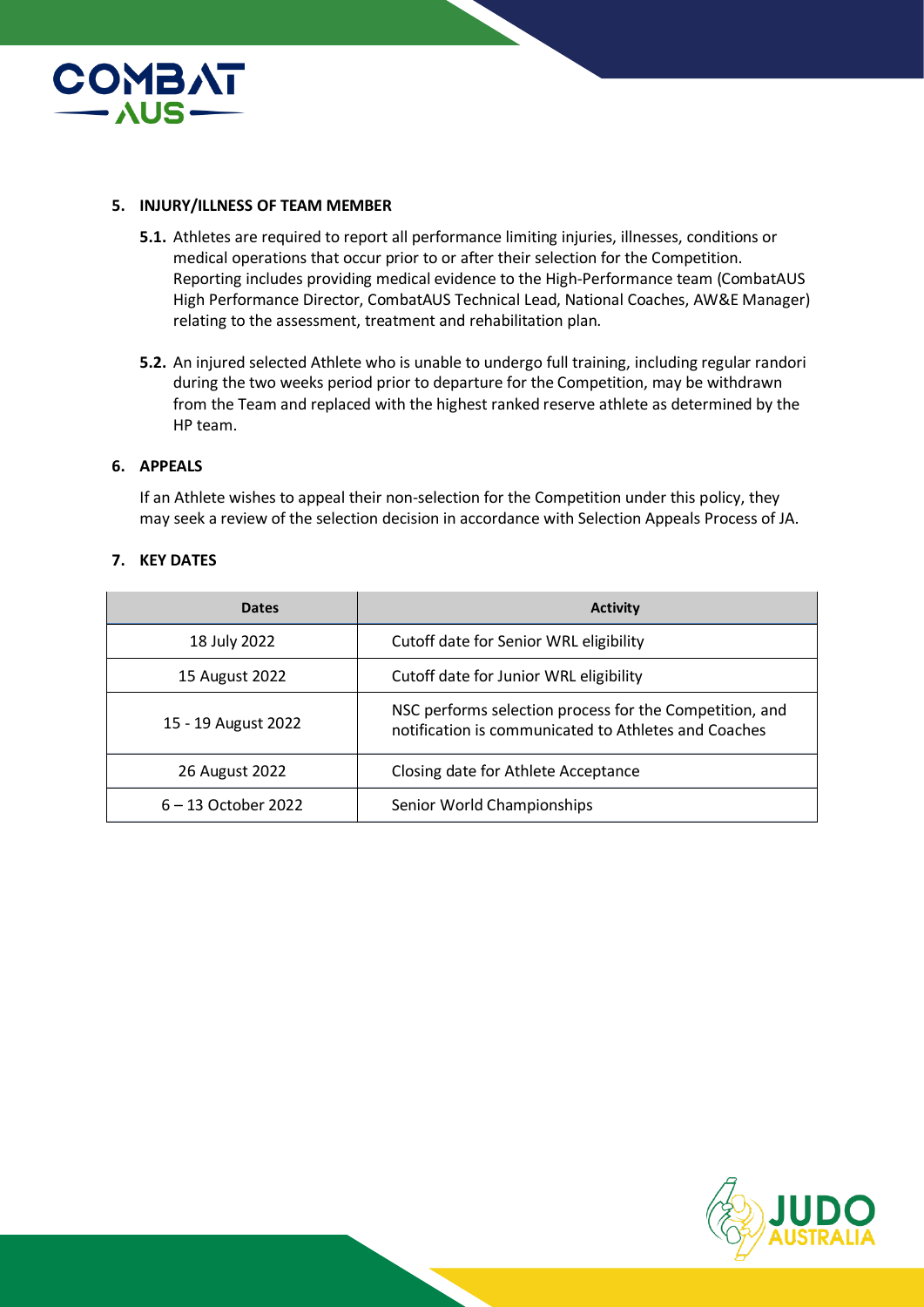## 5. INJURY/ILLNESS OF TEAM MEMBER

**5.1.** Athletes are required to report all performance limiting injuries, illnesses, conditions or medical operations that occur prior to or after their selection for the Competition. Reporting includes providing medical evidence to the High-Performance team (CombatAUS High Performance Director, CombatAUS Technical Lead, National Coaches, AW&E Manager) relating to the assessment, treatment and rehabilitation plan.

**5.2.** An injured selected Athlete who is unable to undergo full training, including regular randori during the two weeks period prior to departure for the Competition, may be withdrawn from the Team and replaced with the highest ranked reserve athlete as determined by the HP team.

## 6. APPEALS

If an Athlete wishes to appeal their non-selection for the Competition under this policy, they may seek a review of the selection decision in accordance with Selection Appeals Process of JA.

## 7. KEY DATES

| Dates | Activity |
|---|---|
| 18 July 2022 | Cutoff date for Senior WRL eligibility |
| 15 August 2022 | Cutoff date for Junior WRL eligibility |
| 15 - 19 August 2022 | NSC performs selection process for the Competition, and notification is communicated to Athletes and Coaches |
| 26 August 2022 | Closing date for Athlete Acceptance |
| 6 – 13 October 2022 | Senior World Championships |